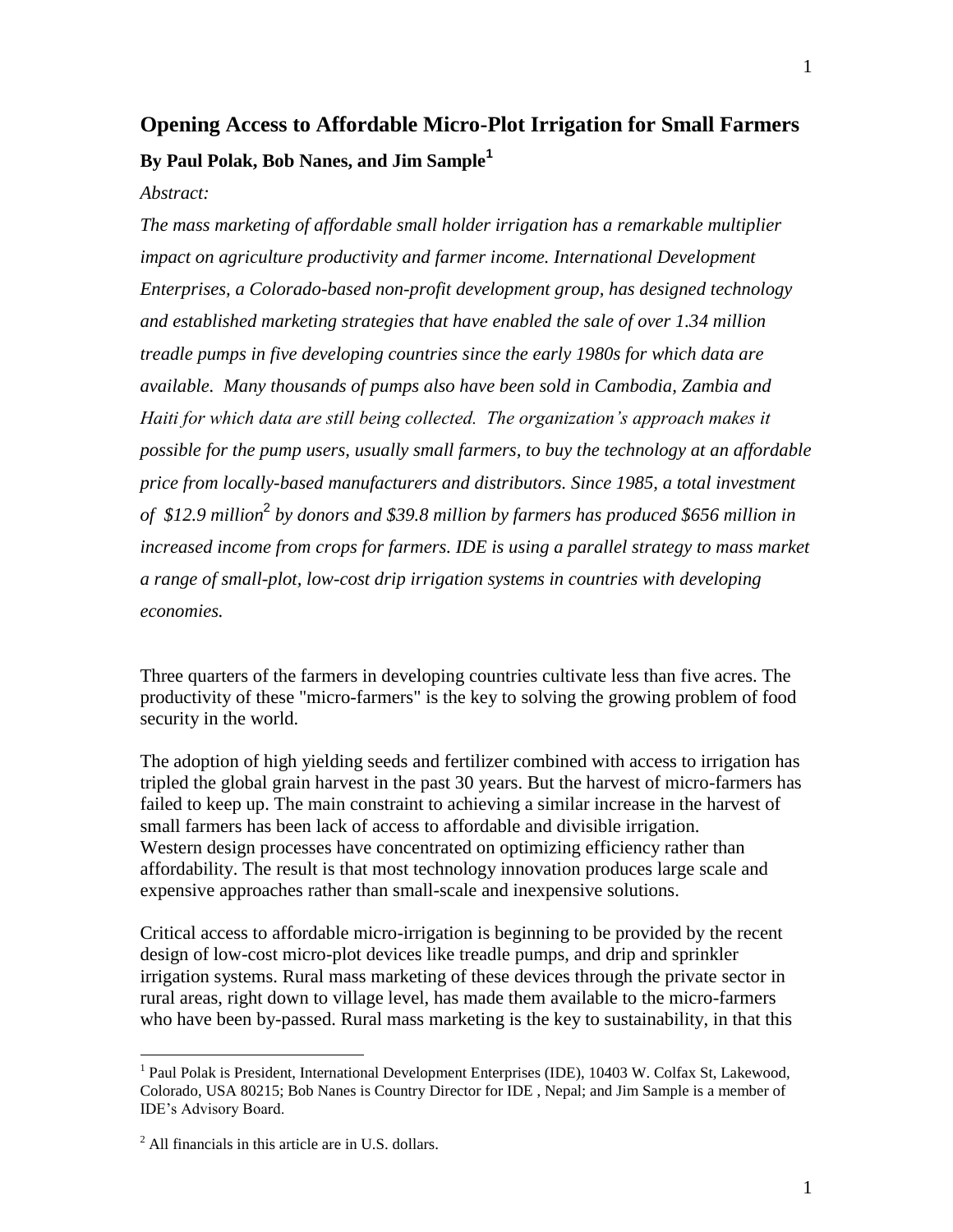# Opening Access to Affordable Micro-Plot Irrigation for Small Farmers

**By Paul Polak, Bob Nanes, and Jim Sample[1]**

*Abstract:*

*The mass marketing of affordable small holder irrigation has a remarkable multiplier impact on agriculture productivity and farmer income. International Development Enterprises, a Colorado-based non-profit development group, has designed technology and established marketing strategies that have enabled the sale of over 1.34 million treadle pumps in five developing countries since the early 1980s for which data are available. Many thousands of pumps also have been sold in Cambodia, Zambia and Haiti for which data are still being collected. The organization's approach makes it possible for the pump users, usually small farmers, to buy the technology at an affordable price from locally-based manufacturers and distributors. Since 1985, a total investment of $12.9 million[2] by donors and $39.8 million by farmers has produced $656 million in increased income from crops for farmers. IDE is using a parallel strategy to mass market a range of small-plot, low-cost drip irrigation systems in countries with developing economies.*

Three quarters of the farmers in developing countries cultivate less than five acres. The productivity of these "micro-farmers" is the key to solving the growing problem of food security in the world.

The adoption of high yielding seeds and fertilizer combined with access to irrigation has tripled the global grain harvest in the past 30 years. But the harvest of micro-farmers has failed to keep up. The main constraint to achieving a similar increase in the harvest of small farmers has been lack of access to affordable and divisible irrigation. Western design processes have concentrated on optimizing efficiency rather than affordability. The result is that most technology innovation produces large scale and expensive approaches rather than small-scale and inexpensive solutions.

Critical access to affordable micro-irrigation is beginning to be provided by the recent design of low-cost micro-plot devices like treadle pumps, and drip and sprinkler irrigation systems. Rural mass marketing of these devices through the private sector in rural areas, right down to village level, has made them available to the micro-farmers who have been by-passed. Rural mass marketing is the key to sustainability, in that this

---

[1] Paul Polak is President, International Development Enterprises (IDE), 10403 W. Colfax St, Lakewood, Colorado, USA 80215; Bob Nanes is Country Director for IDE , Nepal; and Jim Sample is a member of IDE's Advisory Board.

[2] All financials in this article are in U.S. dollars.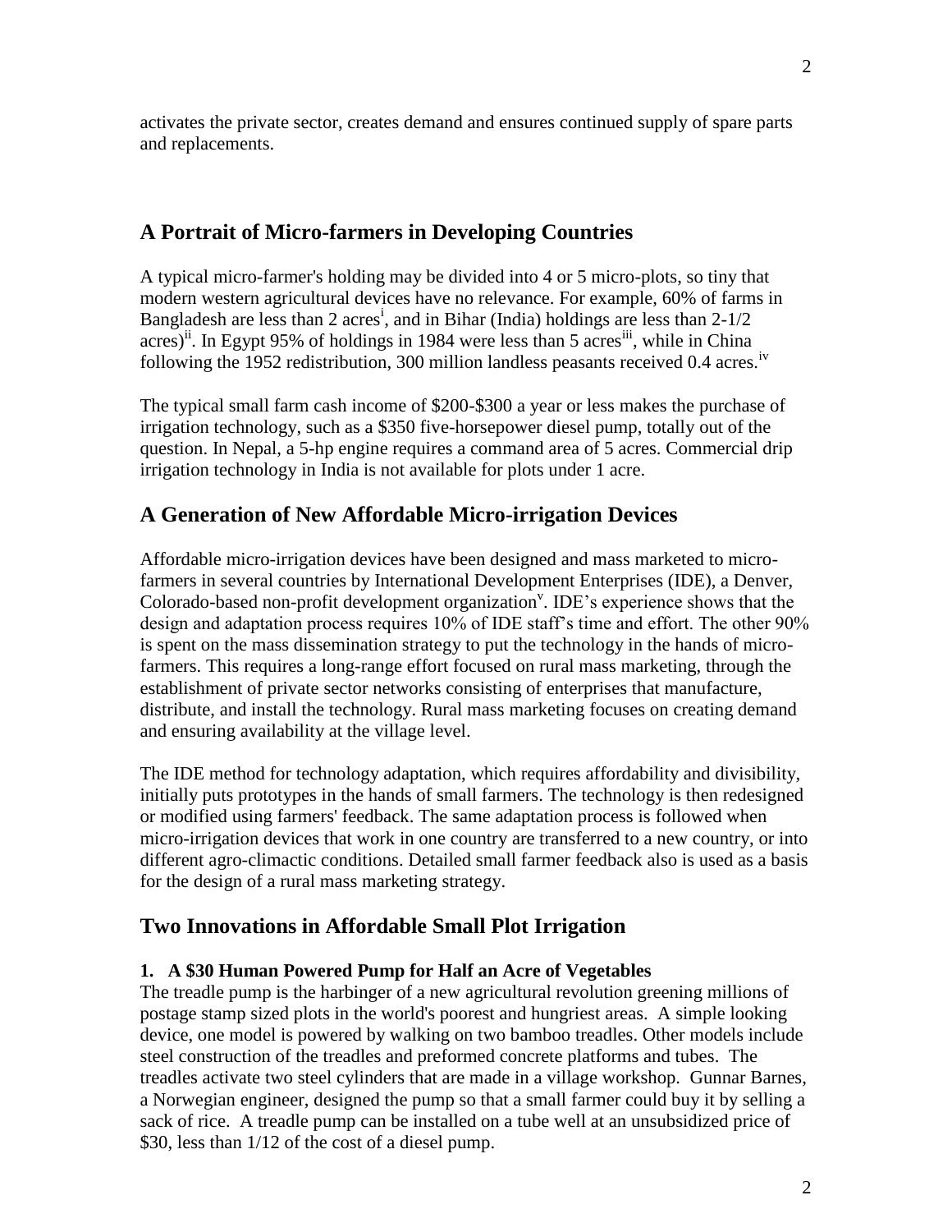activates the private sector, creates demand and ensures continued supply of spare parts and replacements.

## A Portrait of Micro-farmers in Developing Countries

A typical micro-farmer's holding may be divided into 4 or 5 micro-plots, so tiny that modern western agricultural devices have no relevance. For example, 60% of farms in Bangladesh are less than 2 acres[i], and in Bihar (India) holdings are less than 2-1/2 acres)[ii]. In Egypt 95% of holdings in 1984 were less than 5 acres[iii], while in China following the 1952 redistribution, 300 million landless peasants received 0.4 acres.[iv]

The typical small farm cash income of $200-$300 a year or less makes the purchase of irrigation technology, such as a $350 five-horsepower diesel pump, totally out of the question. In Nepal, a 5-hp engine requires a command area of 5 acres. Commercial drip irrigation technology in India is not available for plots under 1 acre.

## A Generation of New Affordable Micro-irrigation Devices

Affordable micro-irrigation devices have been designed and mass marketed to micro-farmers in several countries by International Development Enterprises (IDE), a Denver, Colorado-based non-profit development organization[v]. IDE's experience shows that the design and adaptation process requires 10% of IDE staff's time and effort. The other 90% is spent on the mass dissemination strategy to put the technology in the hands of micro-farmers. This requires a long-range effort focused on rural mass marketing, through the establishment of private sector networks consisting of enterprises that manufacture, distribute, and install the technology. Rural mass marketing focuses on creating demand and ensuring availability at the village level.

The IDE method for technology adaptation, which requires affordability and divisibility, initially puts prototypes in the hands of small farmers. The technology is then redesigned or modified using farmers' feedback. The same adaptation process is followed when micro-irrigation devices that work in one country are transferred to a new country, or into different agro-climactic conditions. Detailed small farmer feedback also is used as a basis for the design of a rural mass marketing strategy.

## Two Innovations in Affordable Small Plot Irrigation

### 1. A $30 Human Powered Pump for Half an Acre of Vegetables

The treadle pump is the harbinger of a new agricultural revolution greening millions of postage stamp sized plots in the world's poorest and hungriest areas. A simple looking device, one model is powered by walking on two bamboo treadles. Other models include steel construction of the treadles and preformed concrete platforms and tubes. The treadles activate two steel cylinders that are made in a village workshop. Gunnar Barnes, a Norwegian engineer, designed the pump so that a small farmer could buy it by selling a sack of rice. A treadle pump can be installed on a tube well at an unsubsidized price of $30, less than 1/12 of the cost of a diesel pump.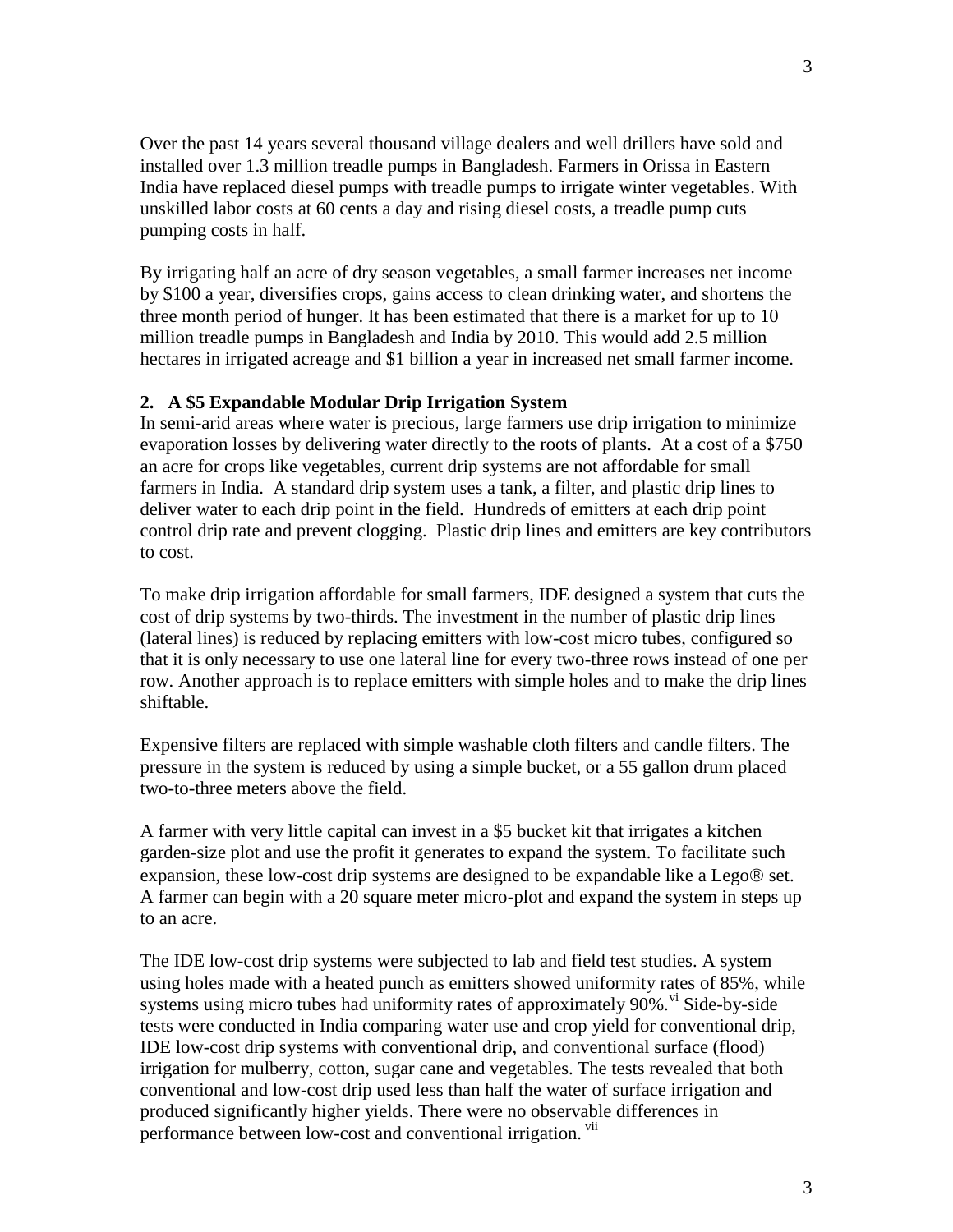Over the past 14 years several thousand village dealers and well drillers have sold and installed over 1.3 million treadle pumps in Bangladesh. Farmers in Orissa in Eastern India have replaced diesel pumps with treadle pumps to irrigate winter vegetables. With unskilled labor costs at 60 cents a day and rising diesel costs, a treadle pump cuts pumping costs in half.

By irrigating half an acre of dry season vegetables, a small farmer increases net income by $100 a year, diversifies crops, gains access to clean drinking water, and shortens the three month period of hunger. It has been estimated that there is a market for up to 10 million treadle pumps in Bangladesh and India by 2010. This would add 2.5 million hectares in irrigated acreage and $1 billion a year in increased net small farmer income.

**2. A $5 Expandable Modular Drip Irrigation System**

In semi-arid areas where water is precious, large farmers use drip irrigation to minimize evaporation losses by delivering water directly to the roots of plants. At a cost of a $750 an acre for crops like vegetables, current drip systems are not affordable for small farmers in India. A standard drip system uses a tank, a filter, and plastic drip lines to deliver water to each drip point in the field. Hundreds of emitters at each drip point control drip rate and prevent clogging. Plastic drip lines and emitters are key contributors to cost.

To make drip irrigation affordable for small farmers, IDE designed a system that cuts the cost of drip systems by two-thirds. The investment in the number of plastic drip lines (lateral lines) is reduced by replacing emitters with low-cost micro tubes, configured so that it is only necessary to use one lateral line for every two-three rows instead of one per row. Another approach is to replace emitters with simple holes and to make the drip lines shiftable.

Expensive filters are replaced with simple washable cloth filters and candle filters. The pressure in the system is reduced by using a simple bucket, or a 55 gallon drum placed two-to-three meters above the field.

A farmer with very little capital can invest in a $5 bucket kit that irrigates a kitchen garden-size plot and use the profit it generates to expand the system. To facilitate such expansion, these low-cost drip systems are designed to be expandable like a Lego® set. A farmer can begin with a 20 square meter micro-plot and expand the system in steps up to an acre.

The IDE low-cost drip systems were subjected to lab and field test studies. A system using holes made with a heated punch as emitters showed uniformity rates of 85%, while systems using micro tubes had uniformity rates of approximately 90%.[vi] Side-by-side tests were conducted in India comparing water use and crop yield for conventional drip, IDE low-cost drip systems with conventional drip, and conventional surface (flood) irrigation for mulberry, cotton, sugar cane and vegetables. The tests revealed that both conventional and low-cost drip used less than half the water of surface irrigation and produced significantly higher yields. There were no observable differences in performance between low-cost and conventional irrigation.[vii]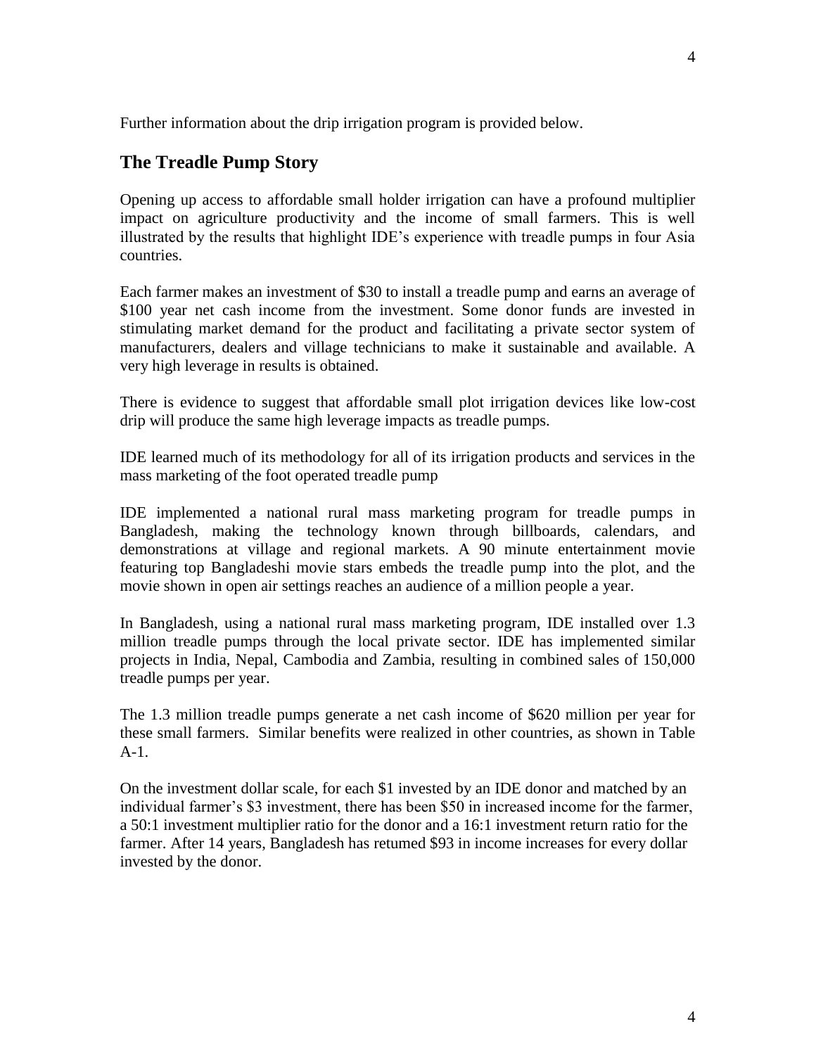Further information about the drip irrigation program is provided below.

## The Treadle Pump Story

Opening up access to affordable small holder irrigation can have a profound multiplier impact on agriculture productivity and the income of small farmers. This is well illustrated by the results that highlight IDE's experience with treadle pumps in four Asia countries.

Each farmer makes an investment of $30 to install a treadle pump and earns an average of $100 year net cash income from the investment. Some donor funds are invested in stimulating market demand for the product and facilitating a private sector system of manufacturers, dealers and village technicians to make it sustainable and available. A very high leverage in results is obtained.

There is evidence to suggest that affordable small plot irrigation devices like low-cost drip will produce the same high leverage impacts as treadle pumps.

IDE learned much of its methodology for all of its irrigation products and services in the mass marketing of the foot operated treadle pump

IDE implemented a national rural mass marketing program for treadle pumps in Bangladesh, making the technology known through billboards, calendars, and demonstrations at village and regional markets. A 90 minute entertainment movie featuring top Bangladeshi movie stars embeds the treadle pump into the plot, and the movie shown in open air settings reaches an audience of a million people a year.

In Bangladesh, using a national rural mass marketing program, IDE installed over 1.3 million treadle pumps through the local private sector. IDE has implemented similar projects in India, Nepal, Cambodia and Zambia, resulting in combined sales of 150,000 treadle pumps per year.

The 1.3 million treadle pumps generate a net cash income of $620 million per year for these small farmers. Similar benefits were realized in other countries, as shown in Table A-1.

On the investment dollar scale, for each $1 invested by an IDE donor and matched by an individual farmer's $3 investment, there has been $50 in increased income for the farmer, a 50:1 investment multiplier ratio for the donor and a 16:1 investment return ratio for the farmer. After 14 years, Bangladesh has retumed $93 in income increases for every dollar invested by the donor.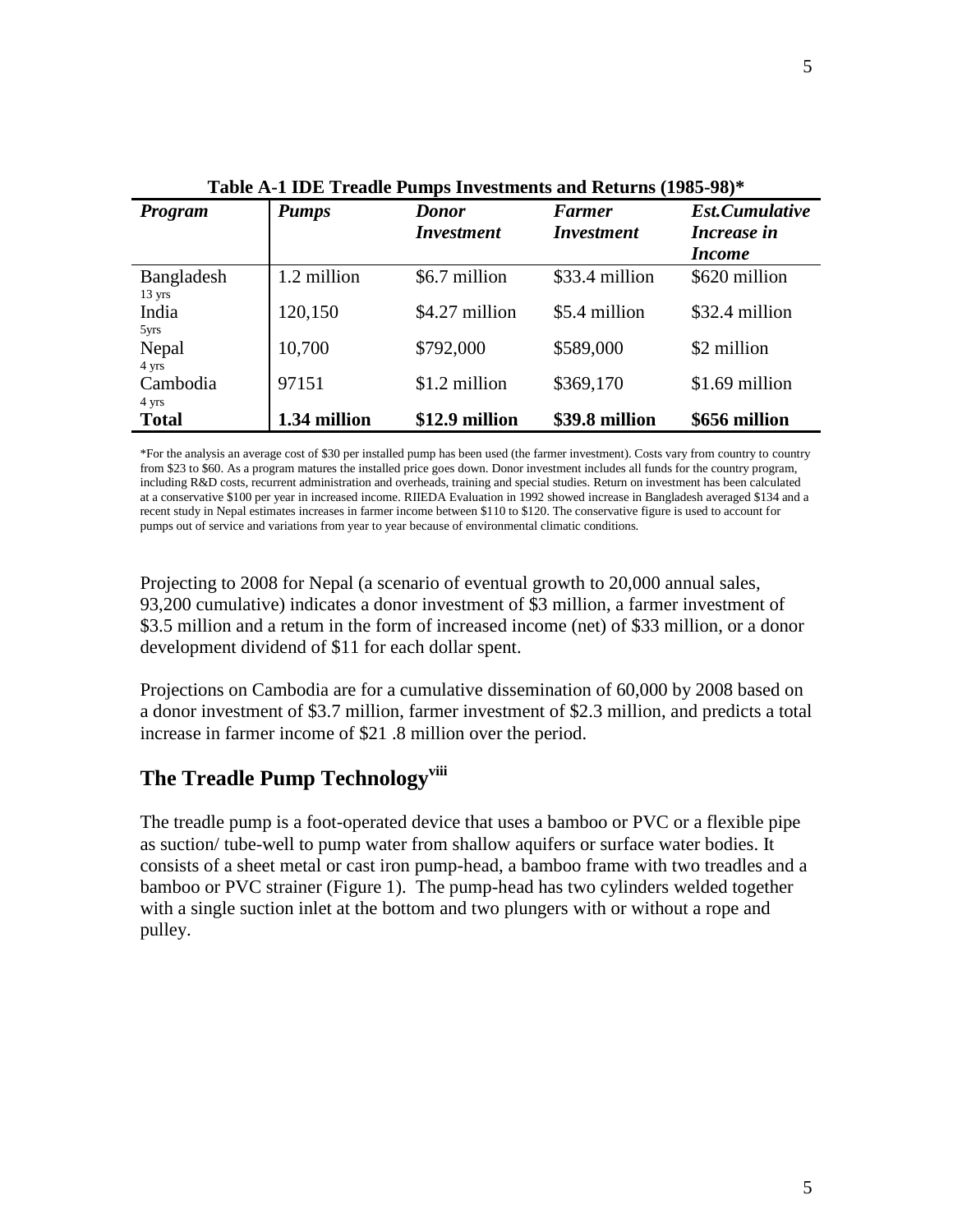**Table A-1 IDE Treadle Pumps Investments and Returns (1985-98)***

| *Program* | *Pumps* | *Donor Investment* | *Farmer Investment* | *Est.Cumulative Increase in Income* |
|---|---|---|---|---|
| Bangladesh 13 yrs | 1.2 million | $6.7 million | $33.4 million | $620 million |
| India 5yrs | 120,150 | $4.27 million | $5.4 million | $32.4 million |
| Nepal 4 yrs | 10,700 | $792,000 | $589,000 | $2 million |
| Cambodia 4 yrs | 97151 | $1.2 million | $369,170 | $1.69 million |
| **Total** | **1.34 million** | **$12.9 million** | **$39.8 million** | **$656 million** |

*For the analysis an average cost of $30 per installed pump has been used (the farmer investment). Costs vary from country to country from $23 to $60. As a program matures the installed price goes down. Donor investment includes all funds for the country program, including R&D costs, recurrent administration and overheads, training and special studies. Return on investment has been calculated at a conservative $100 per year in increased income. RIIEDA Evaluation in 1992 showed increase in Bangladesh averaged $134 and a recent study in Nepal estimates increases in farmer income between $110 to $120. The conservative figure is used to account for pumps out of service and variations from year to year because of environmental climatic conditions.

Projecting to 2008 for Nepal (a scenario of eventual growth to 20,000 annual sales, 93,200 cumulative) indicates a donor investment of $3 million, a farmer investment of $3.5 million and a return in the form of increased income (net) of $33 million, or a donor development dividend of $11 for each dollar spent.

Projections on Cambodia are for a cumulative dissemination of 60,000 by 2008 based on a donor investment of $3.7 million, farmer investment of $2.3 million, and predicts a total increase in farmer income of $21 .8 million over the period.

## The Treadle Pump Technology[viii]

The treadle pump is a foot-operated device that uses a bamboo or PVC or a flexible pipe as suction/ tube-well to pump water from shallow aquifers or surface water bodies. It consists of a sheet metal or cast iron pump-head, a bamboo frame with two treadles and a bamboo or PVC strainer (Figure 1). The pump-head has two cylinders welded together with a single suction inlet at the bottom and two plungers with or without a rope and pulley.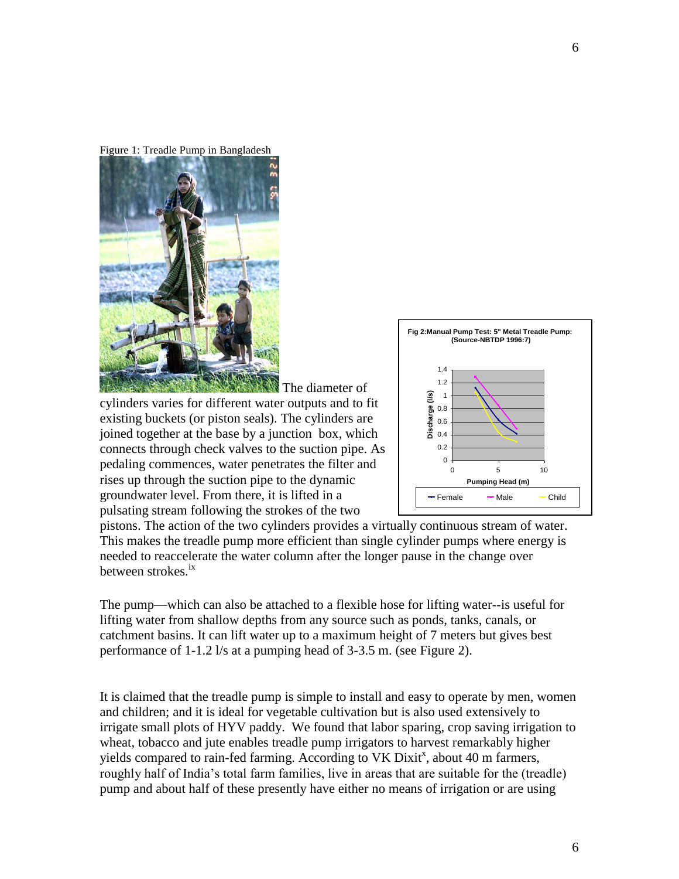Figure 1: Treadle Pump in Bangladesh

The diameter of cylinders varies for different water outputs and to fit existing buckets (or piston seals). The cylinders are joined together at the base by a junction box, which connects through check valves to the suction pipe. As pedaling commences, water penetrates the filter and rises up through the suction pipe to the dynamic groundwater level. From there, it is lifted in a pulsating stream following the strokes of the two pistons. The action of the two cylinders provides a virtually continuous stream of water. This makes the treadle pump more efficient than single cylinder pumps where energy is needed to reaccelerate the water column after the longer pause in the change over between strokes.[ix]

Fig 2:Manual Pump Test: 5" Metal Treadle Pump: (Source-NBTDP 1996:7)

The pump—which can also be attached to a flexible hose for lifting water--is useful for lifting water from shallow depths from any source such as ponds, tanks, canals, or catchment basins. It can lift water up to a maximum height of 7 meters but gives best performance of 1-1.2 l/s at a pumping head of 3-3.5 m. (see Figure 2).

It is claimed that the treadle pump is simple to install and easy to operate by men, women and children; and it is ideal for vegetable cultivation but is also used extensively to irrigate small plots of HYV paddy. We found that labor sparing, crop saving irrigation to wheat, tobacco and jute enables treadle pump irrigators to harvest remarkably higher yields compared to rain-fed farming. According to VK Dixit[x], about 40 m farmers, roughly half of India's total farm families, live in areas that are suitable for the (treadle) pump and about half of these presently have either no means of irrigation or are using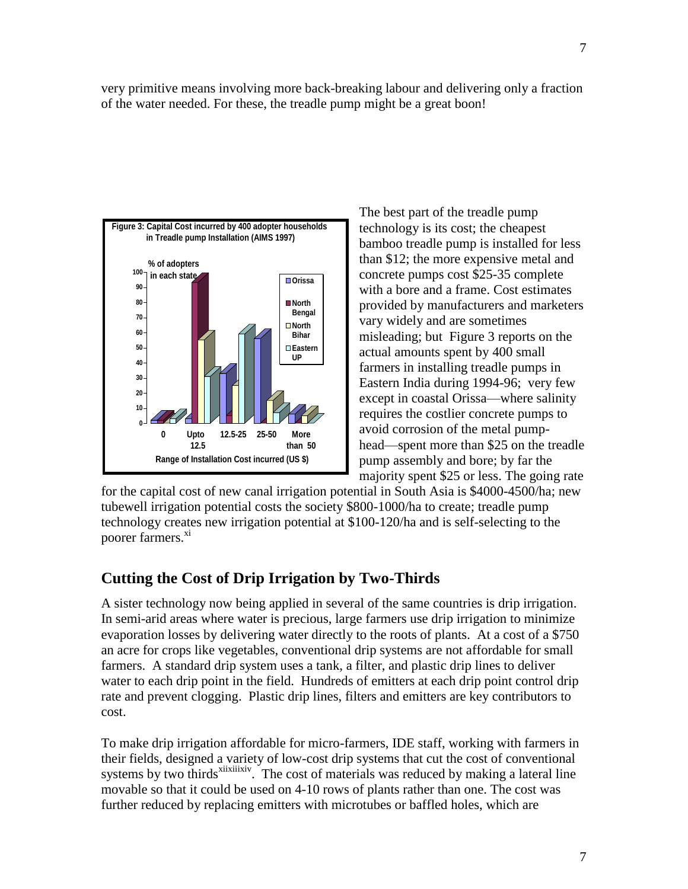very primitive means involving more back-breaking labour and delivering only a fraction of the water needed. For these, the treadle pump might be a great boon!

Figure 3: Capital Cost incurred by 400 adopter households in Treadle pump Installation (AIMS 1997)

The best part of the treadle pump technology is its cost; the cheapest bamboo treadle pump is installed for less than $12; the more expensive metal and concrete pumps cost $25-35 complete with a bore and a frame. Cost estimates provided by manufacturers and marketers vary widely and are sometimes misleading; but Figure 3 reports on the actual amounts spent by 400 small farmers in installing treadle pumps in Eastern India during 1994-96; very few except in coastal Orissa—where salinity requires the costlier concrete pumps to avoid corrosion of the metal pump-head—spent more than $25 on the treadle pump assembly and bore; by far the majority spent $25 or less. The going rate for the capital cost of new canal irrigation potential in South Asia is $4000-4500/ha; new tubewell irrigation potential costs the society $800-1000/ha to create; treadle pump technology creates new irrigation potential at $100-120/ha and is self-selecting to the poorer farmers.[xi]

## Cutting the Cost of Drip Irrigation by Two-Thirds

A sister technology now being applied in several of the same countries is drip irrigation. In semi-arid areas where water is precious, large farmers use drip irrigation to minimize evaporation losses by delivering water directly to the roots of plants. At a cost of a $750 an acre for crops like vegetables, conventional drip systems are not affordable for small farmers. A standard drip system uses a tank, a filter, and plastic drip lines to deliver water to each drip point in the field. Hundreds of emitters at each drip point control drip rate and prevent clogging. Plastic drip lines, filters and emitters are key contributors to cost.

To make drip irrigation affordable for micro-farmers, IDE staff, working with farmers in their fields, designed a variety of low-cost drip systems that cut the cost of conventional systems by two thirds[xii][xiii][xiv]. The cost of materials was reduced by making a lateral line movable so that it could be used on 4-10 rows of plants rather than one. The cost was further reduced by replacing emitters with microtubes or baffled holes, which are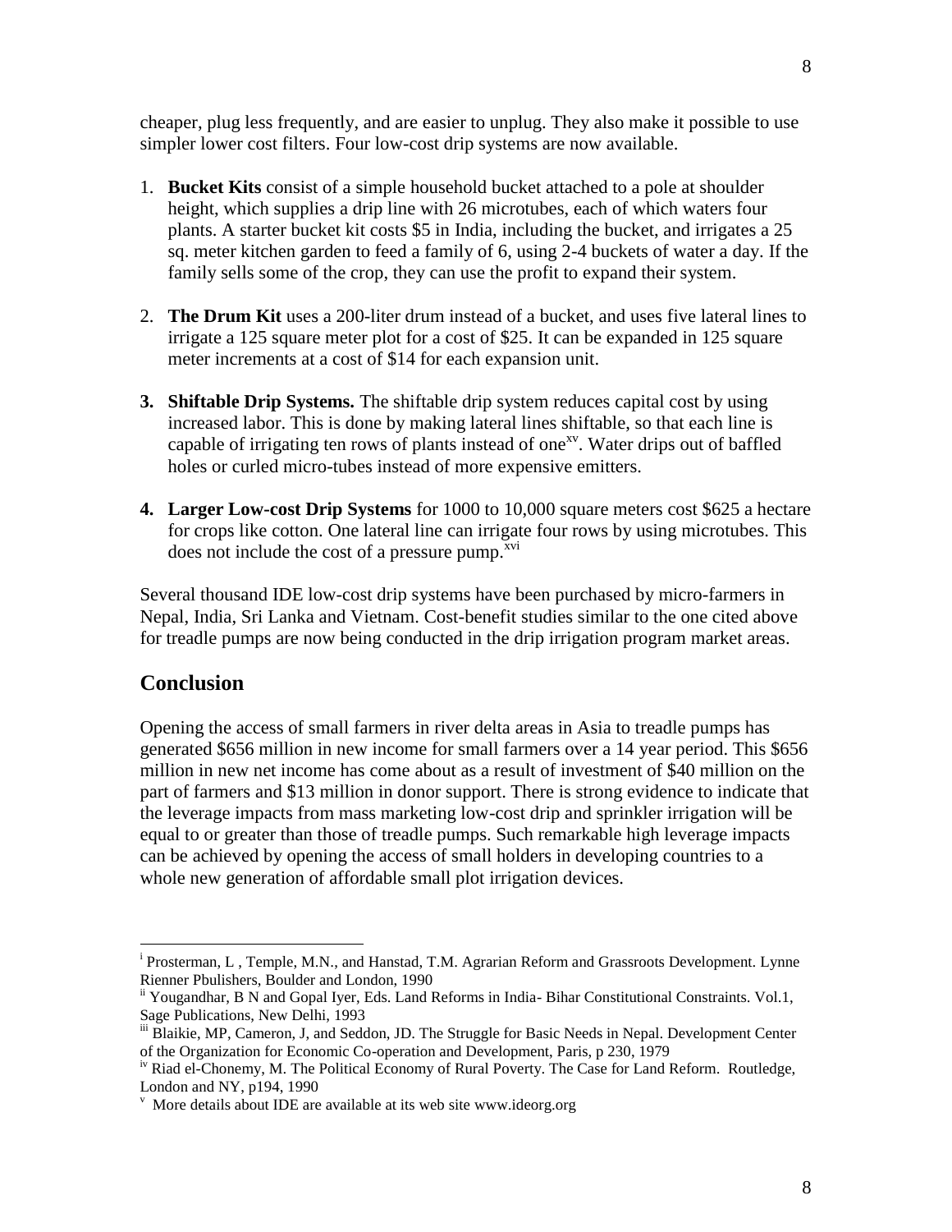cheaper, plug less frequently, and are easier to unplug. They also make it possible to use simpler lower cost filters. Four low-cost drip systems are now available.

1. **Bucket Kits** consist of a simple household bucket attached to a pole at shoulder height, which supplies a drip line with 26 microtubes, each of which waters four plants. A starter bucket kit costs $5 in India, including the bucket, and irrigates a 25 sq. meter kitchen garden to feed a family of 6, using 2-4 buckets of water a day. If the family sells some of the crop, they can use the profit to expand their system.

2. **The Drum Kit** uses a 200-liter drum instead of a bucket, and uses five lateral lines to irrigate a 125 square meter plot for a cost of $25. It can be expanded in 125 square meter increments at a cost of $14 for each expansion unit.

3. **Shiftable Drip Systems.** The shiftable drip system reduces capital cost by using increased labor. This is done by making lateral lines shiftable, so that each line is capable of irrigating ten rows of plants instead of one[xv]. Water drips out of baffled holes or curled micro-tubes instead of more expensive emitters.

4. **Larger Low-cost Drip Systems** for 1000 to 10,000 square meters cost $625 a hectare for crops like cotton. One lateral line can irrigate four rows by using microtubes. This does not include the cost of a pressure pump.[xvi]

Several thousand IDE low-cost drip systems have been purchased by micro-farmers in Nepal, India, Sri Lanka and Vietnam. Cost-benefit studies similar to the one cited above for treadle pumps are now being conducted in the drip irrigation program market areas.

## Conclusion

Opening the access of small farmers in river delta areas in Asia to treadle pumps has generated $656 million in new income for small farmers over a 14 year period. This $656 million in new net income has come about as a result of investment of $40 million on the part of farmers and $13 million in donor support. There is strong evidence to indicate that the leverage impacts from mass marketing low-cost drip and sprinkler irrigation will be equal to or greater than those of treadle pumps. Such remarkable high leverage impacts can be achieved by opening the access of small holders in developing countries to a whole new generation of affordable small plot irrigation devices.

---

[i] Prosterman, L , Temple, M.N., and Hanstad, T.M. Agrarian Reform and Grassroots Development. Lynne Rienner Pbulishers, Boulder and London, 1990

[ii] Yougandhar, B N and Gopal Iyer, Eds. Land Reforms in India- Bihar Constitutional Constraints. Vol.1, Sage Publications, New Delhi, 1993

[iii] Blaikie, MP, Cameron, J, and Seddon, JD. The Struggle for Basic Needs in Nepal. Development Center of the Organization for Economic Co-operation and Development, Paris, p 230, 1979

[iv] Riad el-Chonemy, M. The Political Economy of Rural Poverty. The Case for Land Reform. Routledge, London and NY, p194, 1990

[v] More details about IDE are available at its web site www.ideorg.org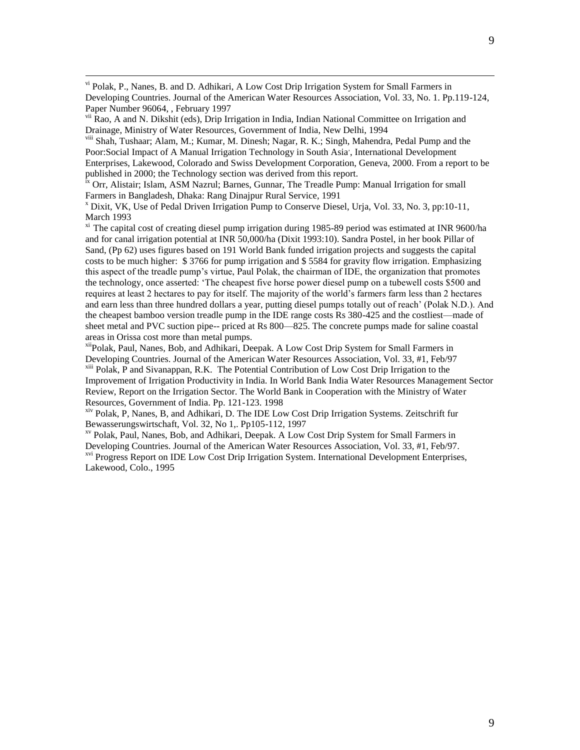[vi] Polak, P., Nanes, B. and D. Adhikari, A Low Cost Drip Irrigation System for Small Farmers in Developing Countries. Journal of the American Water Resources Association, Vol. 33, No. 1. Pp.119-124, Paper Number 96064, , February 1997

[vii] Rao, A and N. Dikshit (eds), Drip Irrigation in India, Indian National Committee on Irrigation and Drainage, Ministry of Water Resources, Government of India, New Delhi, 1994

[viii] Shah, Tushaar; Alam, M.; Kumar, M. Dinesh; Nagar, R. K.; Singh, Mahendra, Pedal Pump and the Poor:Social Impact of A Manual Irrigation Technology in South Asia', International Development Enterprises, Lakewood, Colorado and Swiss Development Corporation, Geneva, 2000. From a report to be published in 2000; the Technology section was derived from this report.

[ix] Orr, Alistair; Islam, ASM Nazrul; Barnes, Gunnar, The Treadle Pump: Manual Irrigation for small Farmers in Bangladesh, Dhaka: Rang Dinajpur Rural Service, 1991

[x] Dixit, VK, Use of Pedal Driven Irrigation Pump to Conserve Diesel, Urja, Vol. 33, No. 3, pp:10-11, March 1993

[xi] The capital cost of creating diesel pump irrigation during 1985-89 period was estimated at INR 9600/ha and for canal irrigation potential at INR 50,000/ha (Dixit 1993:10). Sandra Postel, in her book Pillar of Sand, (Pp 62) uses figures based on 191 World Bank funded irrigation projects and suggests the capital costs to be much higher: $ 3766 for pump irrigation and $ 5584 for gravity flow irrigation. Emphasizing this aspect of the treadle pump's virtue, Paul Polak, the chairman of IDE, the organization that promotes the technology, once asserted: 'The cheapest five horse power diesel pump on a tubewell costs $500 and requires at least 2 hectares to pay for itself. The majority of the world's farmers farm less than 2 hectares and earn less than three hundred dollars a year, putting diesel pumps totally out of reach' (Polak N.D.). And the cheapest bamboo version treadle pump in the IDE range costs Rs 380-425 and the costliest—made of sheet metal and PVC suction pipe-- priced at Rs 800—825. The concrete pumps made for saline coastal areas in Orissa cost more than metal pumps.

[xii] Polak, Paul, Nanes, Bob, and Adhikari, Deepak. A Low Cost Drip System for Small Farmers in Developing Countries. Journal of the American Water Resources Association, Vol. 33, #1, Feb/97

[xiii] Polak, P and Sivanappan, R.K. The Potential Contribution of Low Cost Drip Irrigation to the Improvement of Irrigation Productivity in India. In World Bank India Water Resources Management Sector Review, Report on the Irrigation Sector. The World Bank in Cooperation with the Ministry of Water Resources, Government of India. Pp. 121-123. 1998

[xiv] Polak, P, Nanes, B, and Adhikari, D. The IDE Low Cost Drip Irrigation Systems. Zeitschrift fur Bewasserungswirtschaft, Vol. 32, No 1,. Pp105-112, 1997

[xv] Polak, Paul, Nanes, Bob, and Adhikari, Deepak. A Low Cost Drip System for Small Farmers in Developing Countries. Journal of the American Water Resources Association, Vol. 33, #1, Feb/97.

[xvi] Progress Report on IDE Low Cost Drip Irrigation System. International Development Enterprises, Lakewood, Colo., 1995